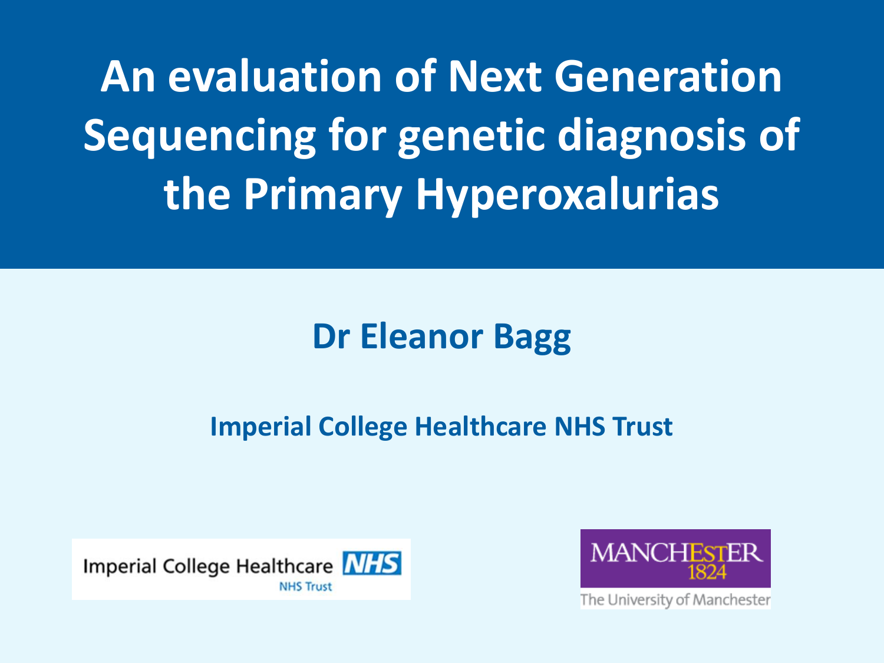# An evaluation of Next Generation Sequencing for genetic diagnosis of the Primary Hyperoxalurias

**Dr Eleanor Bagg**

**Imperial College Healthcare NHS Trust**

Imperial College Healthcare NHS Trust

MANCHESTER 1824 The University of Manchester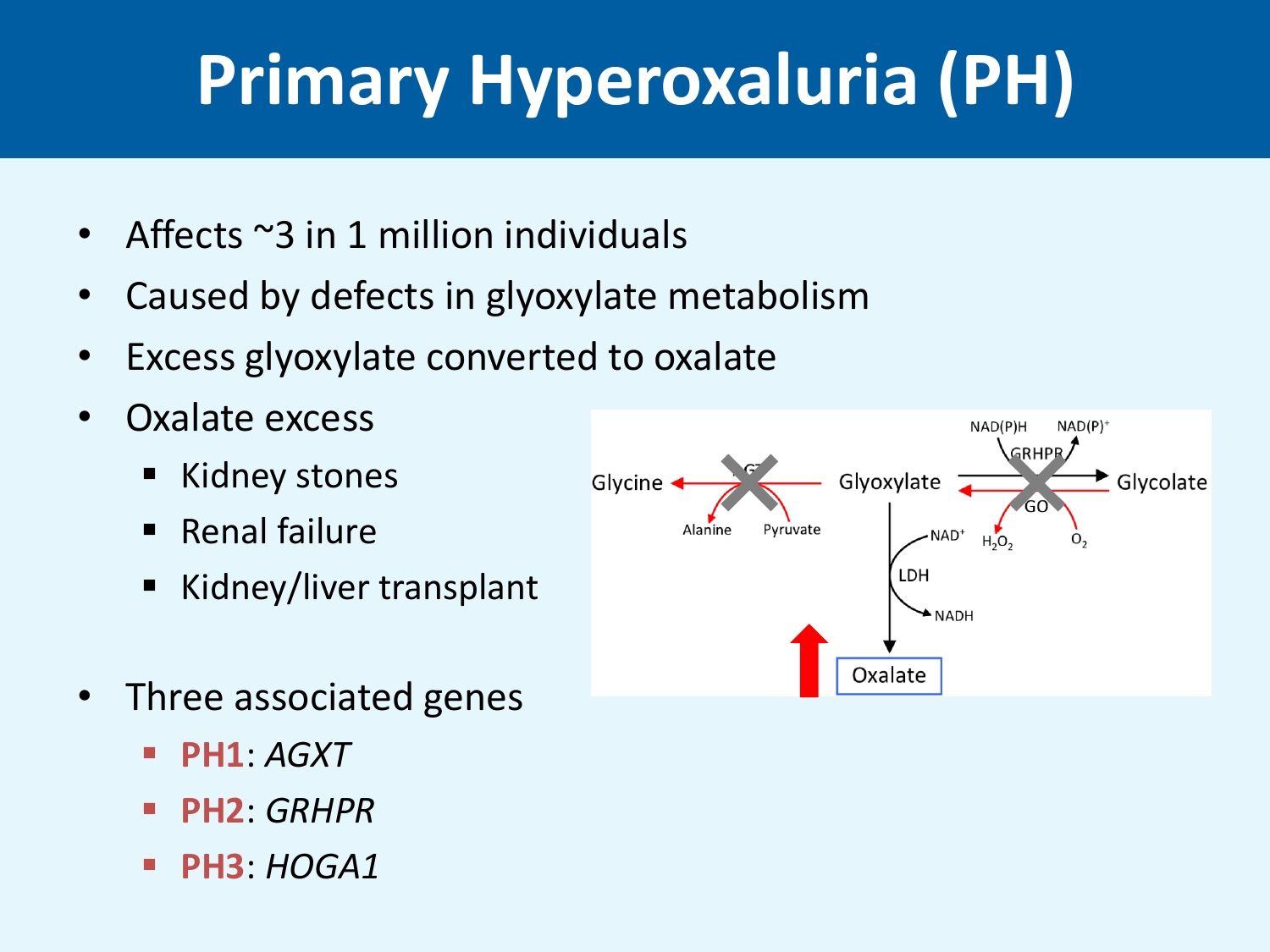# Primary Hyperoxaluria (PH)

- Affects ~3 in 1 million individuals
- Caused by defects in glyoxylate metabolism
- Excess glyoxylate converted to oxalate
- Oxalate excess
  - Kidney stones
  - Renal failure
  - Kidney/liver transplant
- Three associated genes
  - **PH1**: *AGXT*
  - **PH2**: *GRHPR*
  - **PH3**: *HOGA1*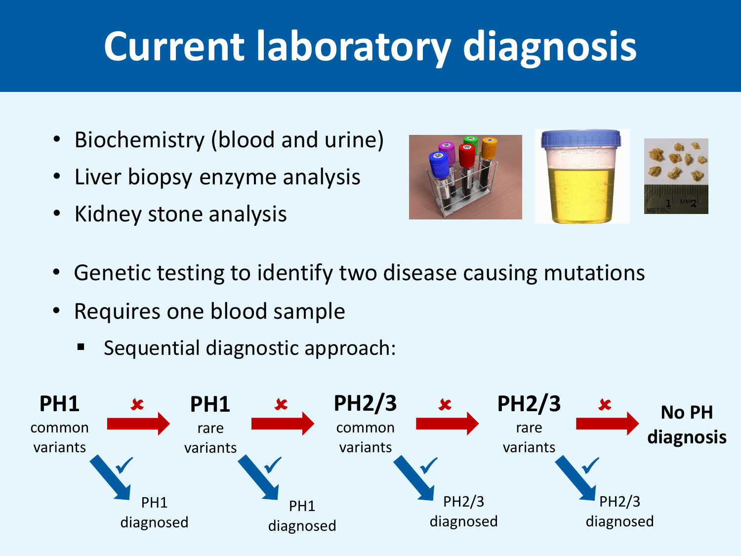# Current laboratory diagnosis

- Biochemistry (blood and urine)
- Liver biopsy enzyme analysis
- Kidney stone analysis

- Genetic testing to identify two disease causing mutations
- Requires one blood sample
  - Sequential diagnostic approach:

**PH1** common variants → ✘ → **PH1** rare variants → ✘ → **PH2/3** common variants → ✘ → **PH2/3** rare variants → ✘ → **No PH diagnosis**

- PH1 common variants ✓ → PH1 diagnosed
- PH1 rare variants ✓ → PH1 diagnosed
- PH2/3 common variants ✓ → PH2/3 diagnosed
- PH2/3 rare variants ✓ → PH2/3 diagnosed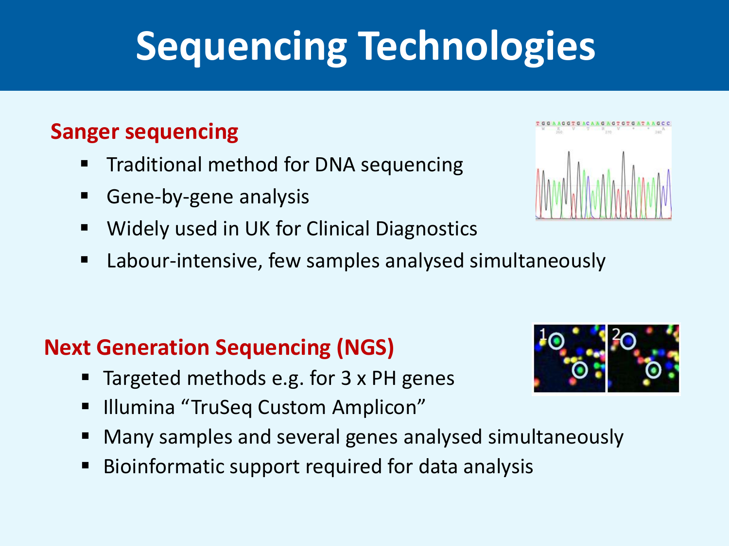# Sequencing Technologies

## Sanger sequencing

- Traditional method for DNA sequencing
- Gene-by-gene analysis
- Widely used in UK for Clinical Diagnostics
- Labour-intensive, few samples analysed simultaneously

## Next Generation Sequencing (NGS)

- Targeted methods e.g. for 3 x PH genes
- Illumina "TruSeq Custom Amplicon"
- Many samples and several genes analysed simultaneously
- Bioinformatic support required for data analysis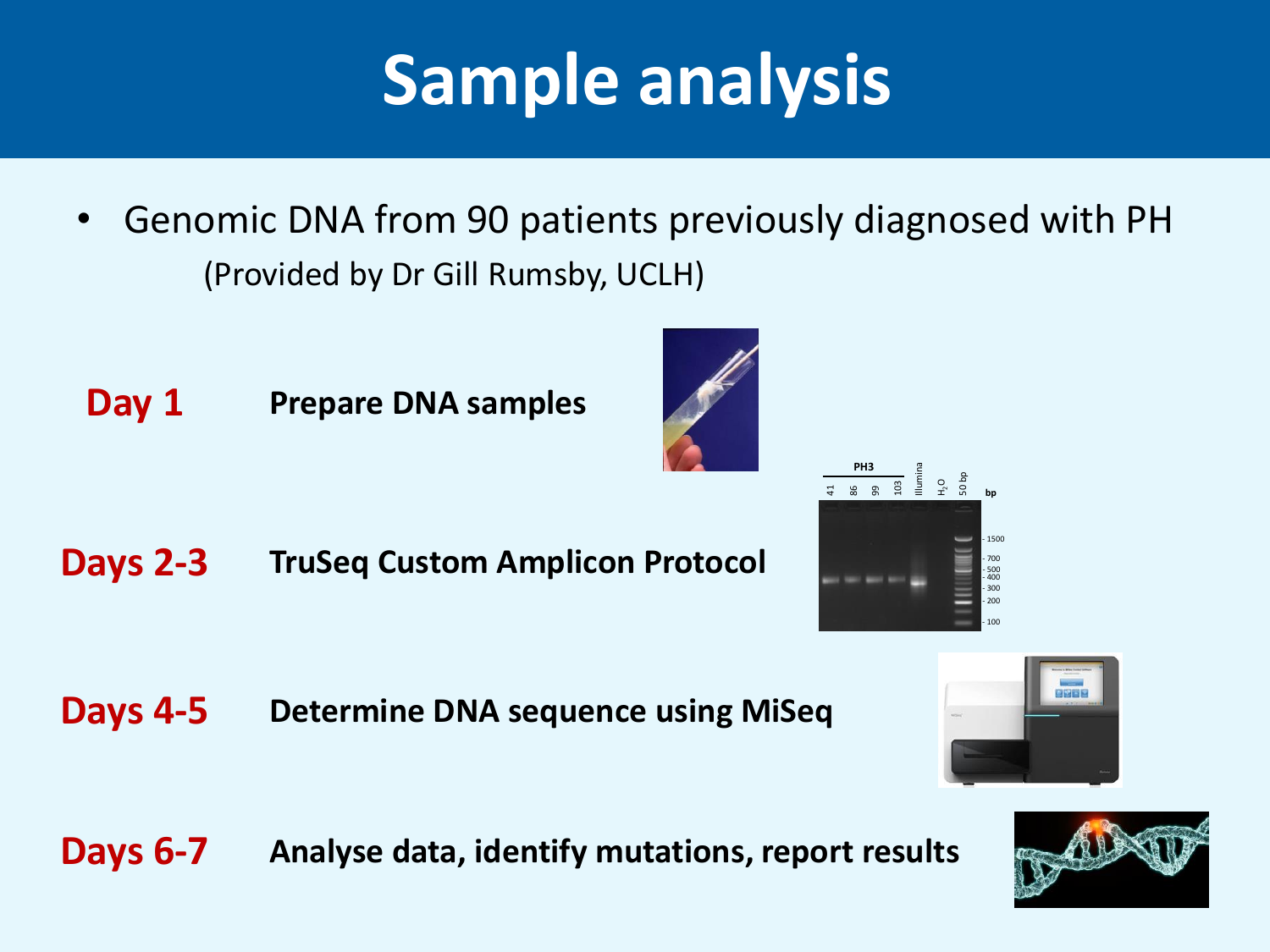# Sample analysis

- Genomic DNA from 90 patients previously diagnosed with PH
  (Provided by Dr Gill Rumsby, UCLH)

**Day 1** **Prepare DNA samples**

**Days 2-3** **TruSeq Custom Amplicon Protocol**

**Days 4-5** **Determine DNA sequence using MiSeq**

**Days 6-7** **Analyse data, identify mutations, report results**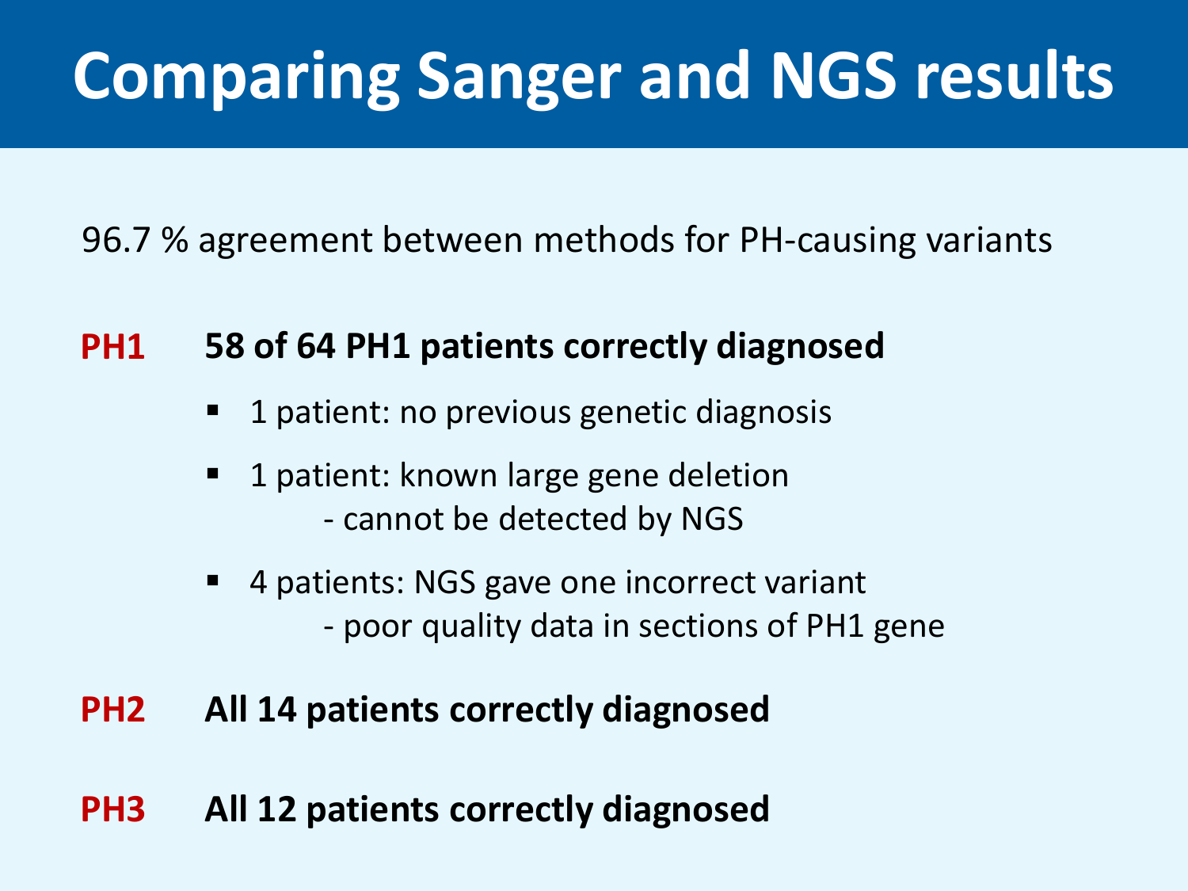# Comparing Sanger and NGS results

96.7 % agreement between methods for PH-causing variants

**PH1** **58 of 64 PH1 patients correctly diagnosed**

- 1 patient: no previous genetic diagnosis
- 1 patient: known large gene deletion
  - cannot be detected by NGS
- 4 patients: NGS gave one incorrect variant
  - poor quality data in sections of PH1 gene

**PH2** **All 14 patients correctly diagnosed**

**PH3** **All 12 patients correctly diagnosed**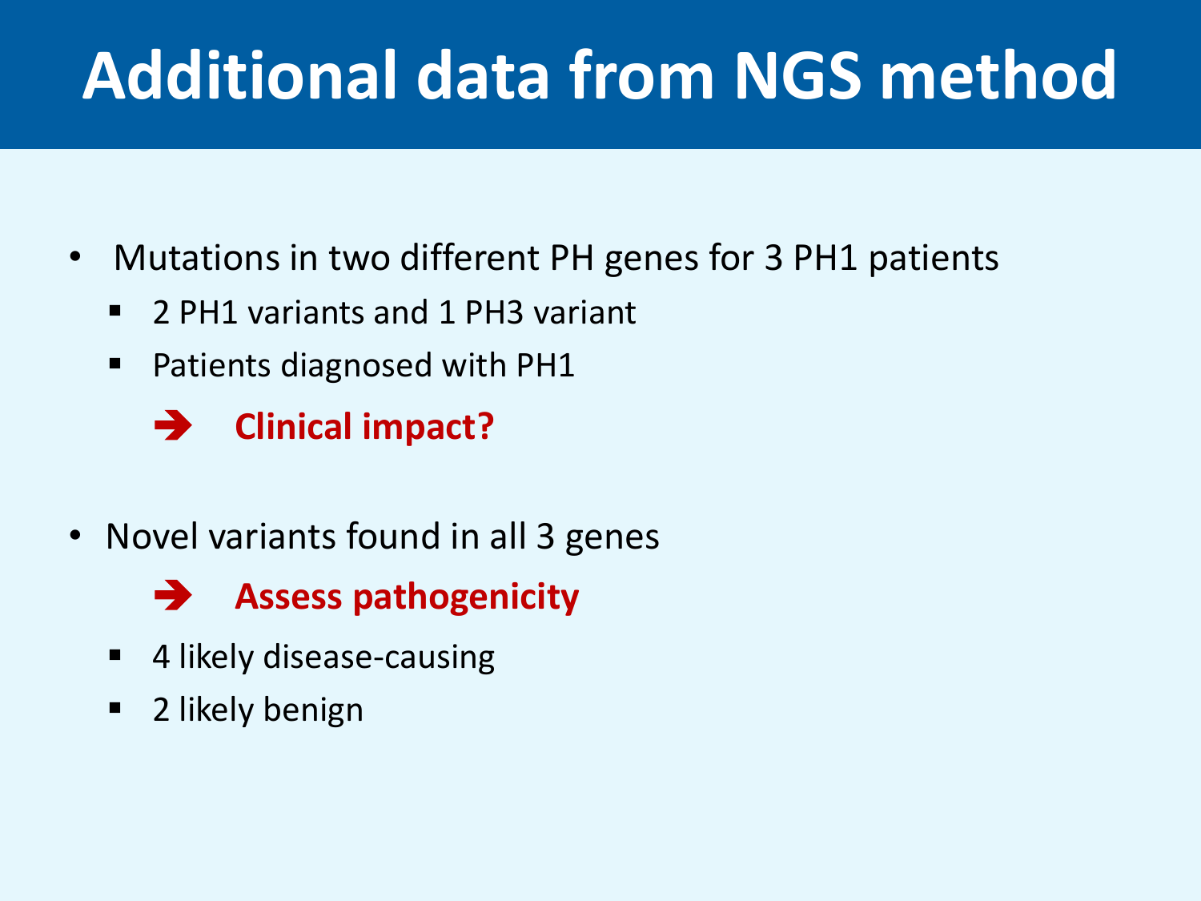# Additional data from NGS method

- Mutations in two different PH genes for 3 PH1 patients
  - 2 PH1 variants and 1 PH3 variant
  - Patients diagnosed with PH1

    ➔ **Clinical impact?**

- Novel variants found in all 3 genes

    ➔ **Assess pathogenicity**

  - 4 likely disease-causing
  - 2 likely benign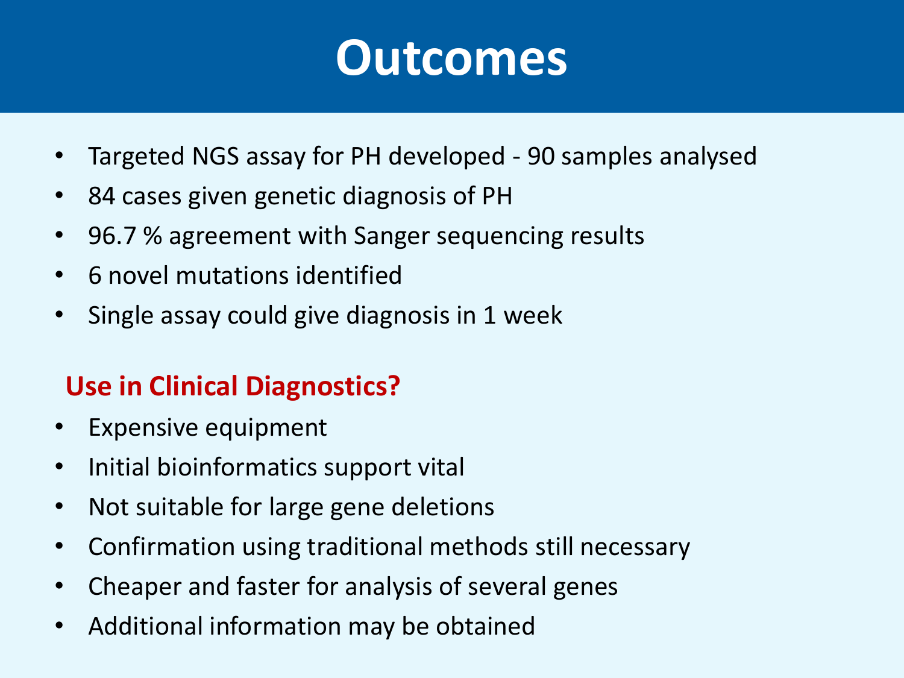# Outcomes

- Targeted NGS assay for PH developed - 90 samples analysed
- 84 cases given genetic diagnosis of PH
- 96.7 % agreement with Sanger sequencing results
- 6 novel mutations identified
- Single assay could give diagnosis in 1 week

## Use in Clinical Diagnostics?

- Expensive equipment
- Initial bioinformatics support vital
- Not suitable for large gene deletions
- Confirmation using traditional methods still necessary
- Cheaper and faster for analysis of several genes
- Additional information may be obtained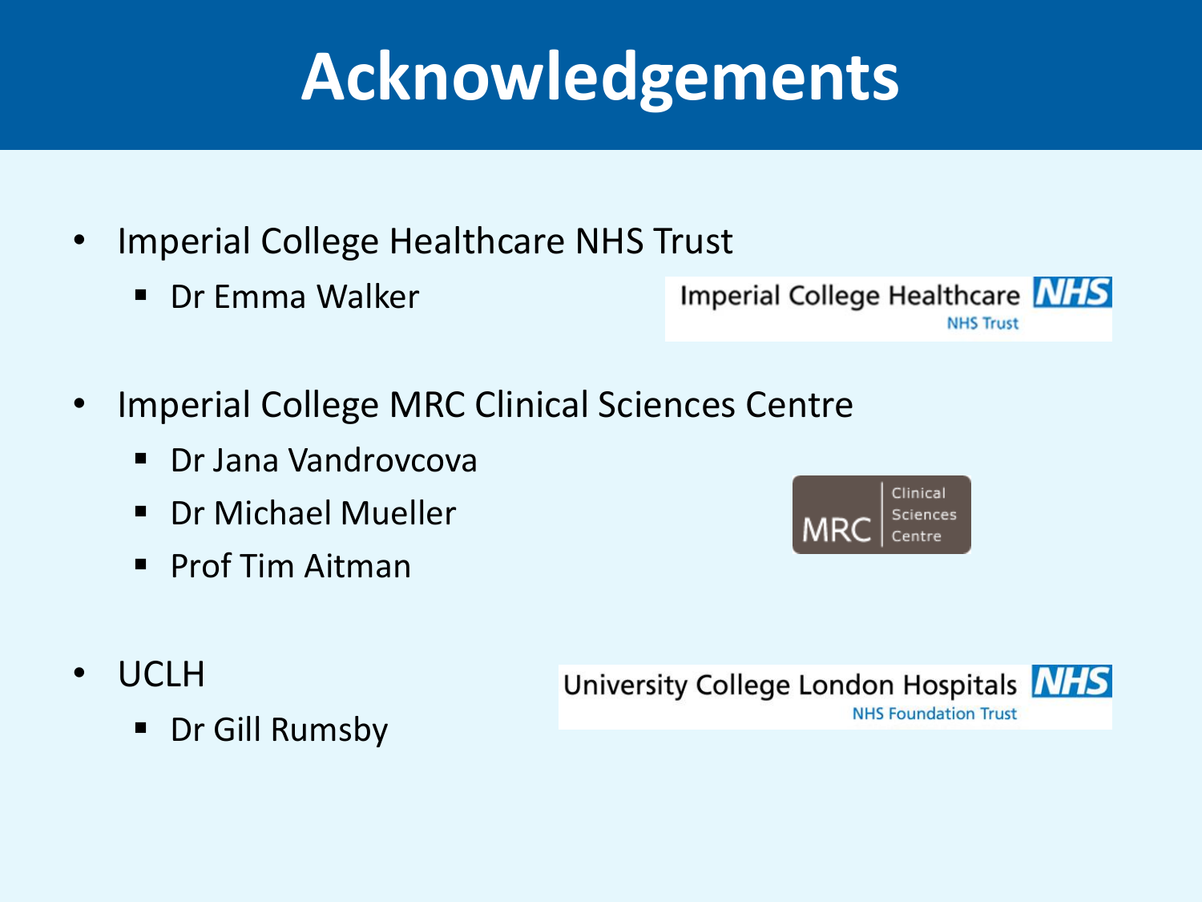# Acknowledgements

- Imperial College Healthcare NHS Trust
  - Dr Emma Walker
- Imperial College MRC Clinical Sciences Centre
  - Dr Jana Vandrovcova
  - Dr Michael Mueller
  - Prof Tim Aitman
- UCLH
  - Dr Gill Rumsby